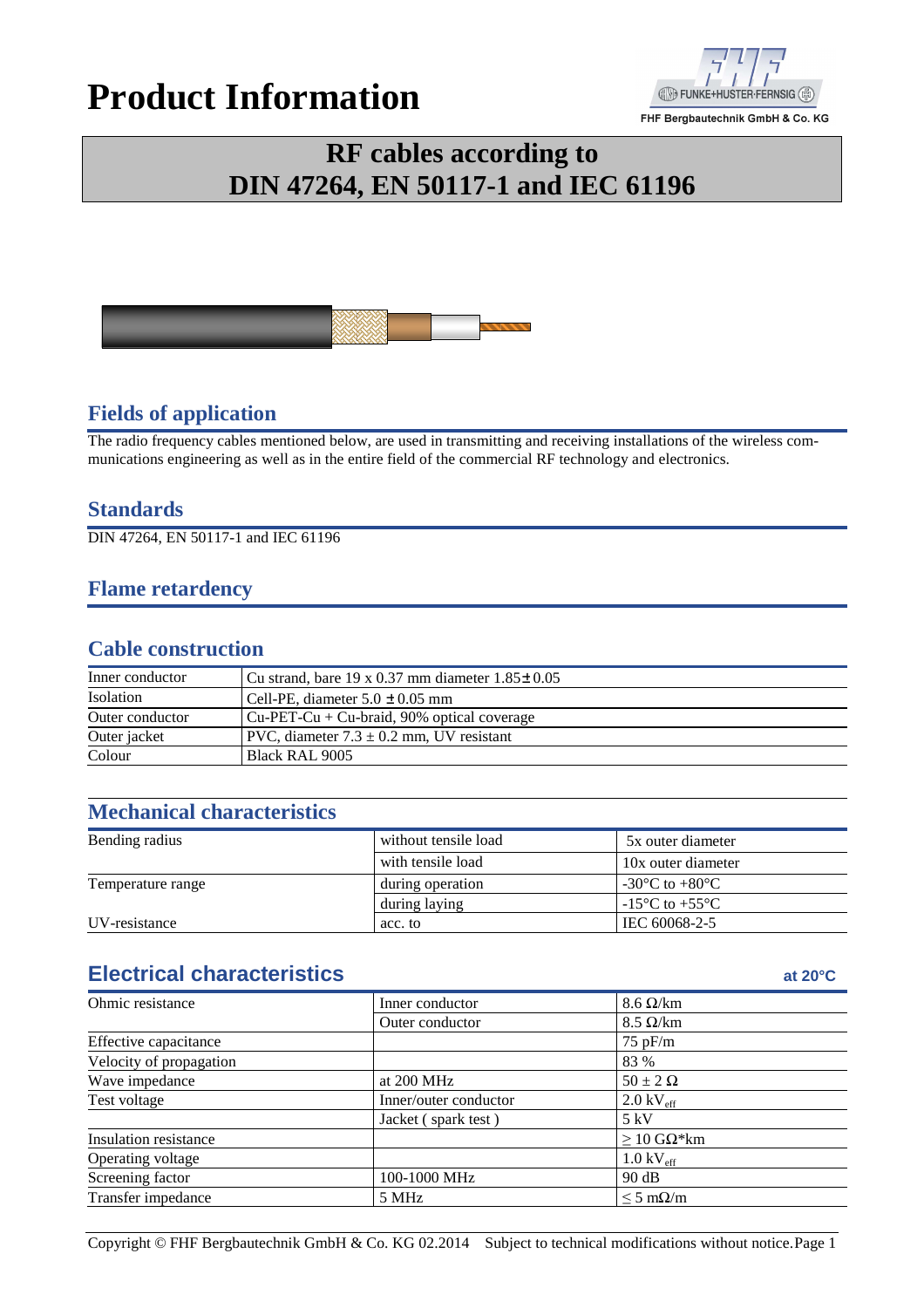# Product Information

FHF Bergbautechnik GmbH & Co. KG

## RF cables according to DIN 47264, EN 50117-1 and IEC 61196

### Fields of application

The radio frequency cables mentioned below, are used in transmitting and receiving installations of the wireless communications engineering as well as in the entire field of the commercial RF technology and electronics.

### Standards

DIN 47264, EN 50117-1 and IEC 61196

### Flame retardency

### Cable construction

| | |
|---|---|
| Inner conductor | Cu strand, bare 19 x 0.37 mm diameter 1.85 ± 0.05 |
| Isolation | Cell-PE, diameter 5.0 ± 0.05 mm |
| Outer conductor | Cu-PET-Cu + Cu-braid, 90% optical coverage |
| Outer jacket | PVC, diameter 7.3 ± 0.2 mm, UV resistant |
| Colour | Black RAL 9005 |

### Mechanical characteristics

| | | |
|---|---|---|
| Bending radius | without tensile load | 5x outer diameter |
| | with tensile load | 10x outer diameter |
| Temperature range | during operation | -30°C to +80°C |
| | during laying | -15°C to +55°C |
| UV-resistance | acc. to | IEC 60068-2-5 |

### Electrical characteristics

at 20°C

| | | |
|---|---|---|
| Ohmic resistance | Inner conductor | 8.6 Ω/km |
| | Outer conductor | 8.5 Ω/km |
| Effective capacitance | | 75 pF/m |
| Velocity of propagation | | 83 % |
| Wave impedance | at 200 MHz | 50 ± 2 Ω |
| Test voltage | Inner/outer conductor | 2.0 $kV_{eff}$ |
| | Jacket ( spark test ) | 5 kV |
| Insulation resistance | | ≥ 10 GΩ*km |
| Operating voltage | | 1.0 $kV_{eff}$ |
| Screening factor | 100-1000 MHz | 90 dB |
| Transfer impedance | 5 MHz | ≤ 5 mΩ/m |

Copyright © FHF Bergbautechnik GmbH & Co. KG 02.2014 Subject to technical modifications without notice.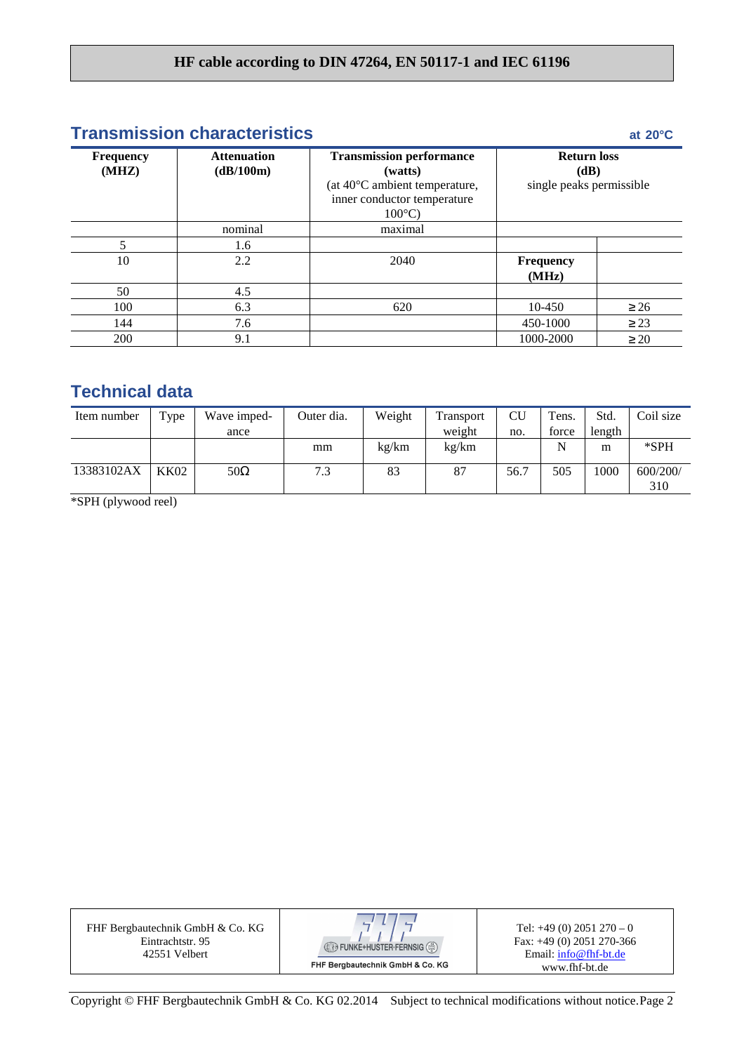**HF cable according to DIN 47264, EN 50117-1 and IEC 61196**

## Transmission characteristics

at 20°C

| Frequency (MHZ) | Attenuation (dB/100m) | Transmission performance (watts) (at 40°C ambient temperature, inner conductor temperature 100°C) | Return loss (dB) single peaks permissible | |
|---|---|---|---|---|
| | nominal | maximal | | |
| 5 | 1.6 | | | |
| 10 | 2.2 | 2040 | **Frequency (MHz)** | |
| 50 | 4.5 | | | |
| 100 | 6.3 | 620 | 10-450 | ≥ 26 |
| 144 | 7.6 | | 450-1000 | ≥ 23 |
| 200 | 9.1 | | 1000-2000 | ≥ 20 |

## Technical data

| Item number | Type | Wave impedance | Outer dia. | Weight | Transport weight | CU no. | Tens. force | Std. length | Coil size |
|---|---|---|---|---|---|---|---|---|---|
| | | | mm | kg/km | kg/km | | N | m | *SPH |
| 13383102AX | KK02 | 50Ω | 7.3 | 83 | 87 | 56.7 | 505 | 1000 | 600/200/310 |

*SPH (plywood reel)

FHF Bergbautechnik GmbH & Co. KG
Eintrachtstr. 95
42551 Velbert

FUNKE+HUSTER FERNSIG
FHF Bergbautechnik GmbH & Co. KG

Tel: +49 (0) 2051 270 – 0
Fax: +49 (0) 2051 270-366
Email: info@fhf-bt.de
www.fhf-bt.de

Copyright © FHF Bergbautechnik GmbH & Co. KG 02.2014 Subject to technical modifications without notice.